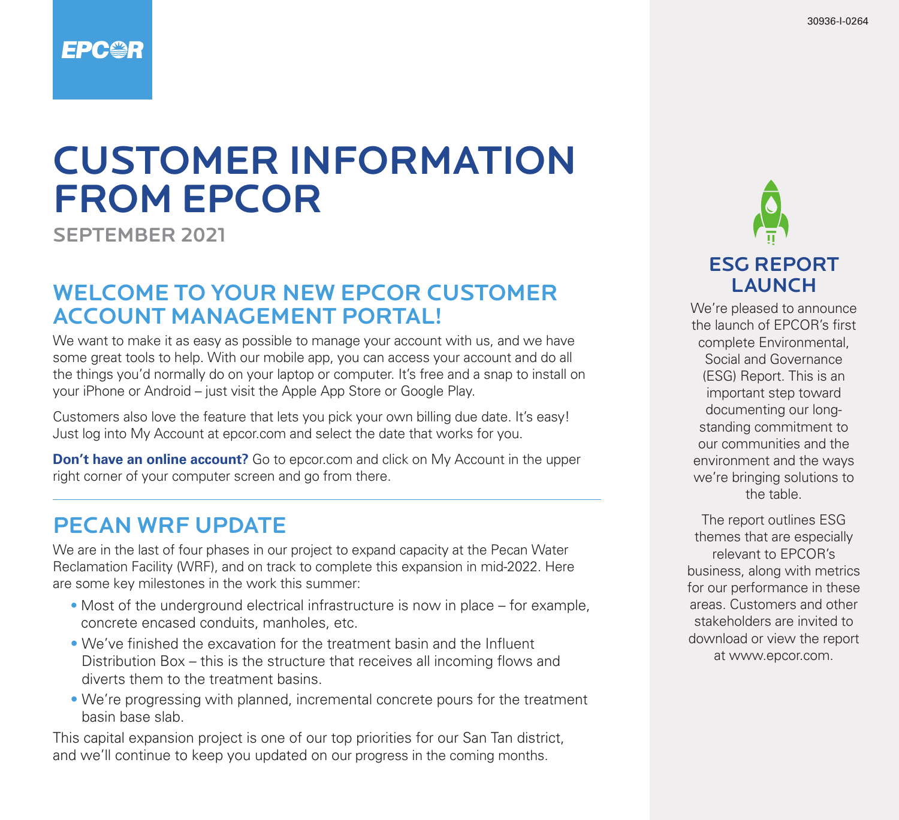30936-I-0264

# CUSTOMER INFORMATION FROM EPCOR

**SEPTEMBER 2021**

## WELCOME TO YOUR NEW EPCOR CUSTOMER ACCOUNT MANAGEMENT PORTAL!

We want to make it as easy as possible to manage your account with us, and we have some great tools to help. With our mobile app, you can access your account and do all the things you'd normally do on your laptop or computer. It's free and a snap to install on your iPhone or Android – just visit the Apple App Store or Google Play.

Customers also love the feature that lets you pick your own billing due date. It's easy! Just log into My Account at epcor.com and select the date that works for you.

**Don't have an online account?** Go to epcor.com and click on My Account in the upper right corner of your computer screen and go from there.

---

## PECAN WRF UPDATE

We are in the last of four phases in our project to expand capacity at the Pecan Water Reclamation Facility (WRF), and on track to complete this expansion in mid-2022. Here are some key milestones in the work this summer:

- Most of the underground electrical infrastructure is now in place – for example, concrete encased conduits, manholes, etc.
- We've finished the excavation for the treatment basin and the Influent Distribution Box – this is the structure that receives all incoming flows and diverts them to the treatment basins.
- We're progressing with planned, incremental concrete pours for the treatment basin base slab.

This capital expansion project is one of our top priorities for our San Tan district, and we'll continue to keep you updated on our progress in the coming months.

## ESG REPORT LAUNCH

We're pleased to announce the launch of EPCOR's first complete Environmental, Social and Governance (ESG) Report. This is an important step toward documenting our long-standing commitment to our communities and the environment and the ways we're bringing solutions to the table.

The report outlines ESG themes that are especially relevant to EPCOR's business, along with metrics for our performance in these areas. Customers and other stakeholders are invited to download or view the report at www.epcor.com.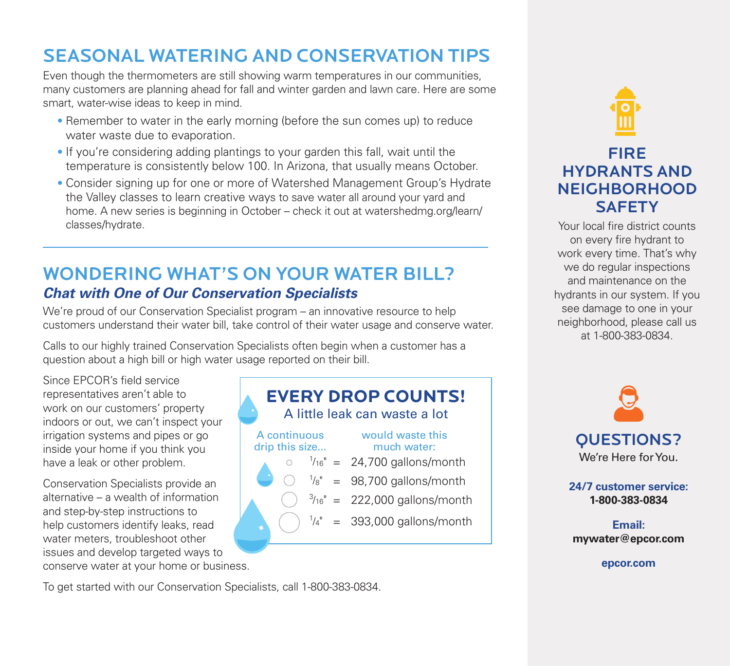## SEASONAL WATERING AND CONSERVATION TIPS

Even though the thermometers are still showing warm temperatures in our communities, many customers are planning ahead for fall and winter garden and lawn care. Here are some smart, water-wise ideas to keep in mind.

- Remember to water in the early morning (before the sun comes up) to reduce water waste due to evaporation.
- If you're considering adding plantings to your garden this fall, wait until the temperature is consistently below 100. In Arizona, that usually means October.
- Consider signing up for one or more of Watershed Management Group's Hydrate the Valley classes to learn creative ways to save water all around your yard and home. A new series is beginning in October – check it out at watershedmg.org/learn/classes/hydrate.

## WONDERING WHAT'S ON YOUR WATER BILL?

### *Chat with One of Our Conservation Specialists*

We're proud of our Conservation Specialist program – an innovative resource to help customers understand their water bill, take control of their water usage and conserve water.

Calls to our highly trained Conservation Specialists often begin when a customer has a question about a high bill or high water usage reported on their bill.

Since EPCOR's field service representatives aren't able to work on our customers' property indoors or out, we can't inspect your irrigation systems and pipes or go inside your home if you think you have a leak or other problem.

Conservation Specialists provide an alternative – a wealth of information and step-by-step instructions to help customers identify leaks, read water meters, troubleshoot other issues and develop targeted ways to conserve water at your home or business.

To get started with our Conservation Specialists, call 1-800-383-0834.

### EVERY DROP COUNTS!

A little leak can waste a lot

| A continuous drip this size... | | would waste this much water: |
|---|---|---|
| 1/16" | = | 24,700 gallons/month |
| 1/8" | = | 98,700 gallons/month |
| 3/16" | = | 222,000 gallons/month |
| 1/4" | = | 393,000 gallons/month |

## FIRE HYDRANTS AND NEIGHBORHOOD SAFETY

Your local fire district counts on every fire hydrant to work every time. That's why we do regular inspections and maintenance on the hydrants in our system. If you see damage to one in your neighborhood, please call us at 1-800-383-0834.

## QUESTIONS?

We're Here for You.

**24/7 customer service:**
**1-800-383-0834**

**Email:**
**mywater@epcor.com**

**epcor.com**